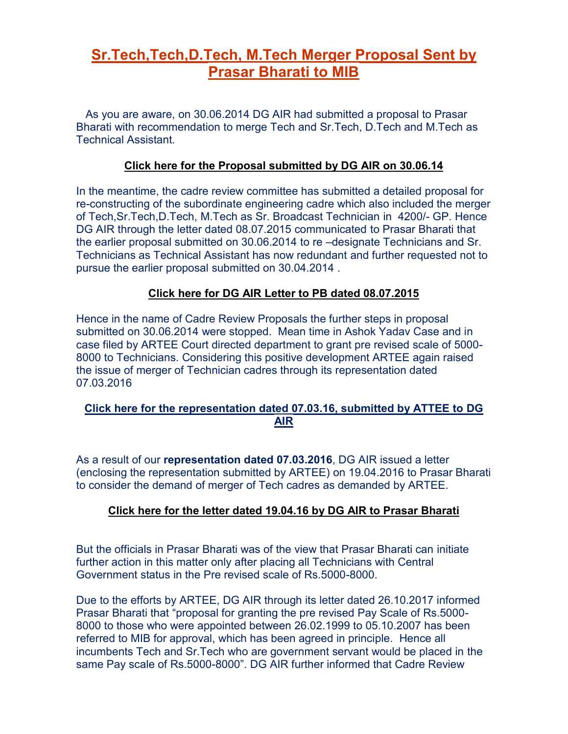# Sr.Tech,Tech,D.Tech, M.Tech Merger Proposal Sent by Prasar Bharati to MIB

As you are aware, on 30.06.2014 DG AIR had submitted a proposal to Prasar Bharati with recommendation to merge Tech and Sr.Tech, D.Tech and M.Tech as Technical Assistant.

**Click here for the Proposal submitted by DG AIR on 30.06.14**

In the meantime, the cadre review committee has submitted a detailed proposal for re-constructing of the subordinate engineering cadre which also included the merger of Tech,Sr.Tech,D.Tech, M.Tech as Sr. Broadcast Technician in 4200/- GP. Hence DG AIR through the letter dated 08.07.2015 communicated to Prasar Bharati that the earlier proposal submitted on 30.06.2014 to re –designate Technicians and Sr. Technicians as Technical Assistant has now redundant and further requested not to pursue the earlier proposal submitted on 30.04.2014 .

**Click here for DG AIR Letter to PB dated 08.07.2015**

Hence in the name of Cadre Review Proposals the further steps in proposal submitted on 30.06.2014 were stopped. Mean time in Ashok Yadav Case and in case filed by ARTEE Court directed department to grant pre revised scale of 5000-8000 to Technicians. Considering this positive development ARTEE again raised the issue of merger of Technician cadres through its representation dated 07.03.2016

**Click here for the representation dated 07.03.16, submitted by ATTEE to DG AIR**

As a result of our **representation dated 07.03.2016**, DG AIR issued a letter (enclosing the representation submitted by ARTEE) on 19.04.2016 to Prasar Bharati to consider the demand of merger of Tech cadres as demanded by ARTEE.

**Click here for the letter dated 19.04.16 by DG AIR to Prasar Bharati**

But the officials in Prasar Bharati was of the view that Prasar Bharati can initiate further action in this matter only after placing all Technicians with Central Government status in the Pre revised scale of Rs.5000-8000.

Due to the efforts by ARTEE, DG AIR through its letter dated 26.10.2017 informed Prasar Bharati that "proposal for granting the pre revised Pay Scale of Rs.5000-8000 to those who were appointed between 26.02.1999 to 05.10.2007 has been referred to MIB for approval, which has been agreed in principle. Hence all incumbents Tech and Sr.Tech who are government servant would be placed in the same Pay scale of Rs.5000-8000". DG AIR further informed that Cadre Review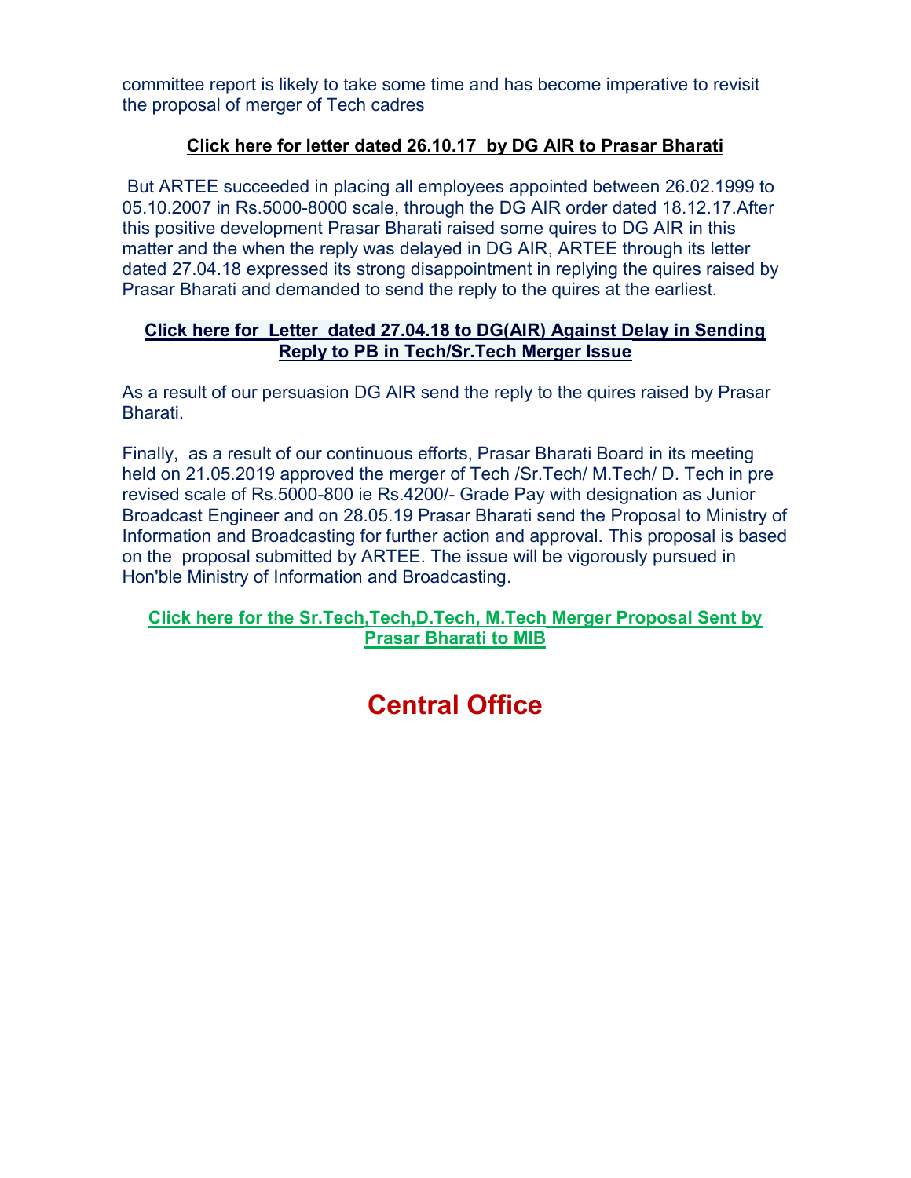committee report is likely to take some time and has become imperative to revisit the proposal of merger of Tech cadres

**Click here for letter dated 26.10.17 by DG AIR to Prasar Bharati**

But ARTEE succeeded in placing all employees appointed between 26.02.1999 to 05.10.2007 in Rs.5000-8000 scale, through the DG AIR order dated 18.12.17.After this positive development Prasar Bharati raised some quires to DG AIR in this matter and the when the reply was delayed in DG AIR, ARTEE through its letter dated 27.04.18 expressed its strong disappointment in replying the quires raised by Prasar Bharati and demanded to send the reply to the quires at the earliest.

**Click here for Letter dated 27.04.18 to DG(AIR) Against Delay in Sending Reply to PB in Tech/Sr.Tech Merger Issue**

As a result of our persuasion DG AIR send the reply to the quires raised by Prasar Bharati.

Finally, as a result of our continuous efforts, Prasar Bharati Board in its meeting held on 21.05.2019 approved the merger of Tech /Sr.Tech/ M.Tech/ D. Tech in pre revised scale of Rs.5000-800 ie Rs.4200/- Grade Pay with designation as Junior Broadcast Engineer and on 28.05.19 Prasar Bharati send the Proposal to Ministry of Information and Broadcasting for further action and approval. This proposal is based on the proposal submitted by ARTEE. The issue will be vigorously pursued in Hon'ble Ministry of Information and Broadcasting.

**Click here for the Sr.Tech,Tech,D.Tech, M.Tech Merger Proposal Sent by Prasar Bharati to MIB**

## Central Office